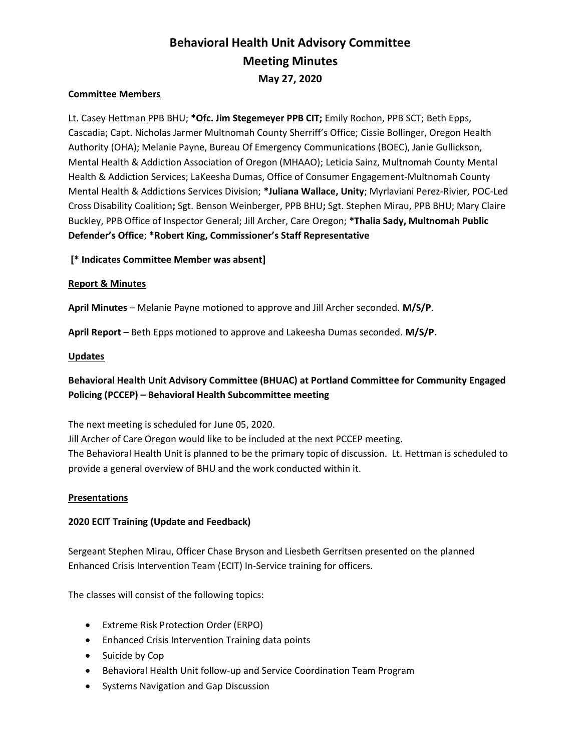# Behavioral Health Unit Advisory Committee
# Meeting Minutes
### May 27, 2020

**Committee Members**

Lt. Casey Hettman PPB BHU; **\*Ofc. Jim Stegemeyer PPB CIT;** Emily Rochon, PPB SCT; Beth Epps, Cascadia; Capt. Nicholas Jarmer Multnomah County Sherriff's Office; Cissie Bollinger, Oregon Health Authority (OHA); Melanie Payne, Bureau Of Emergency Communications (BOEC), Janie Gullickson, Mental Health & Addiction Association of Oregon (MHAAO); Leticia Sainz, Multnomah County Mental Health & Addiction Services; LaKeesha Dumas, Office of Consumer Engagement-Multnomah County Mental Health & Addictions Services Division; **\*Juliana Wallace, Unity**; Myrlaviani Perez-Rivier, POC-Led Cross Disability Coalition**;** Sgt. Benson Weinberger, PPB BHU**;** Sgt. Stephen Mirau, PPB BHU; Mary Claire Buckley, PPB Office of Inspector General; Jill Archer, Care Oregon; **\*Thalia Sady, Multnomah Public Defender's Office**; **\*Robert King, Commissioner's Staff Representative**

**[* Indicates Committee Member was absent]**

**Report & Minutes**

**April Minutes** – Melanie Payne motioned to approve and Jill Archer seconded. **M/S/P**.

**April Report** – Beth Epps motioned to approve and Lakeesha Dumas seconded. **M/S/P.**

**Updates**

**Behavioral Health Unit Advisory Committee (BHUAC) at Portland Committee for Community Engaged Policing (PCCEP) – Behavioral Health Subcommittee meeting**

The next meeting is scheduled for June 05, 2020.
Jill Archer of Care Oregon would like to be included at the next PCCEP meeting.
The Behavioral Health Unit is planned to be the primary topic of discussion. Lt. Hettman is scheduled to provide a general overview of BHU and the work conducted within it.

**Presentations**

**2020 ECIT Training (Update and Feedback)**

Sergeant Stephen Mirau, Officer Chase Bryson and Liesbeth Gerritsen presented on the planned Enhanced Crisis Intervention Team (ECIT) In-Service training for officers.

The classes will consist of the following topics:

- Extreme Risk Protection Order (ERPO)
- Enhanced Crisis Intervention Training data points
- Suicide by Cop
- Behavioral Health Unit follow-up and Service Coordination Team Program
- Systems Navigation and Gap Discussion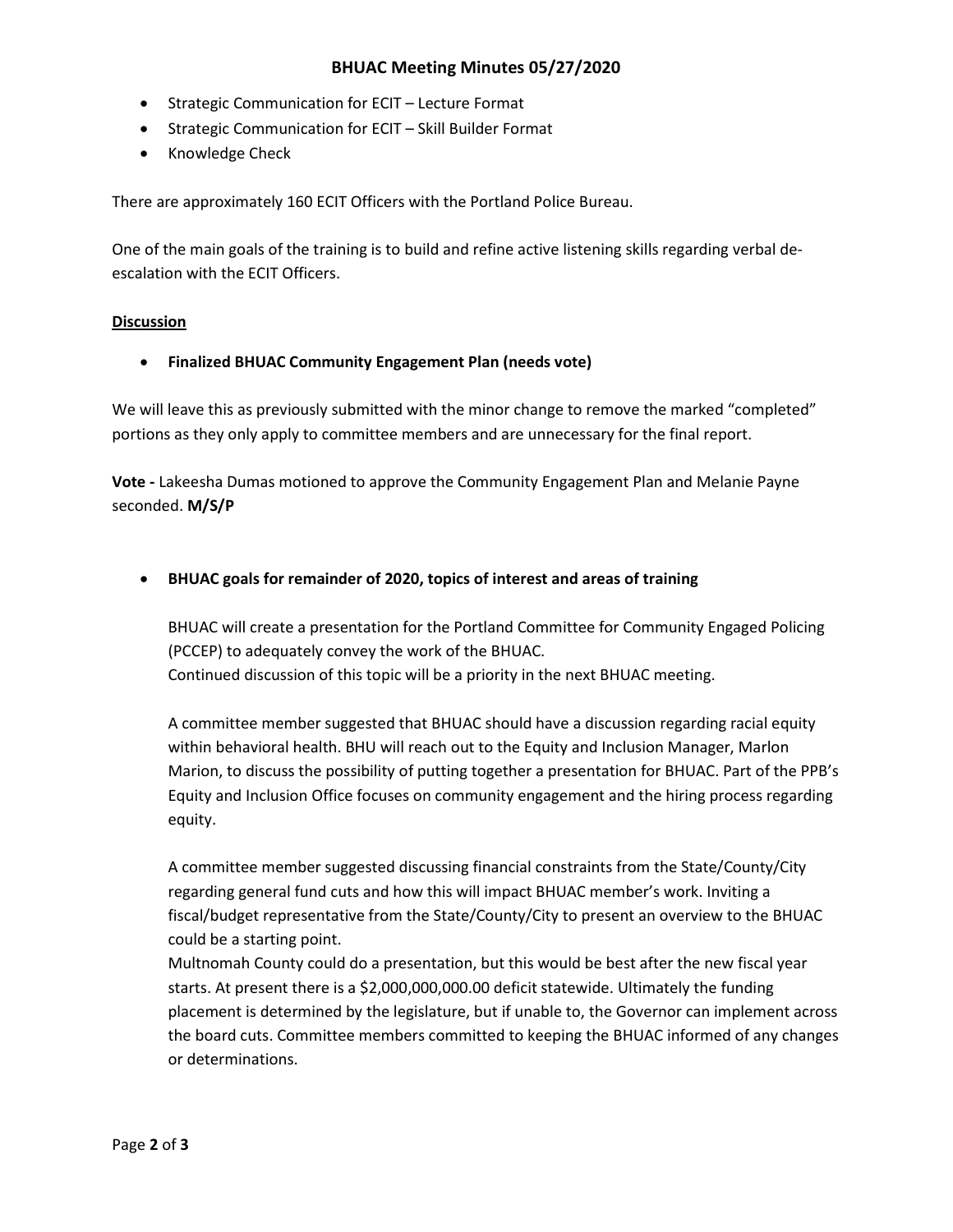- Strategic Communication for ECIT – Lecture Format
- Strategic Communication for ECIT – Skill Builder Format
- Knowledge Check

There are approximately 160 ECIT Officers with the Portland Police Bureau.

One of the main goals of the training is to build and refine active listening skills regarding verbal de-escalation with the ECIT Officers.

**Discussion**

- **Finalized BHUAC Community Engagement Plan (needs vote)**

We will leave this as previously submitted with the minor change to remove the marked "completed" portions as they only apply to committee members and are unnecessary for the final report.

**Vote -** Lakeesha Dumas motioned to approve the Community Engagement Plan and Melanie Payne seconded. **M/S/P**

- **BHUAC goals for remainder of 2020, topics of interest and areas of training**

  BHUAC will create a presentation for the Portland Committee for Community Engaged Policing (PCCEP) to adequately convey the work of the BHUAC.
  Continued discussion of this topic will be a priority in the next BHUAC meeting.

  A committee member suggested that BHUAC should have a discussion regarding racial equity within behavioral health. BHU will reach out to the Equity and Inclusion Manager, Marlon Marion, to discuss the possibility of putting together a presentation for BHUAC. Part of the PPB's Equity and Inclusion Office focuses on community engagement and the hiring process regarding equity.

  A committee member suggested discussing financial constraints from the State/County/City regarding general fund cuts and how this will impact BHUAC member's work. Inviting a fiscal/budget representative from the State/County/City to present an overview to the BHUAC could be a starting point.
  Multnomah County could do a presentation, but this would be best after the new fiscal year starts. At present there is a $2,000,000,000.00 deficit statewide. Ultimately the funding placement is determined by the legislature, but if unable to, the Governor can implement across the board cuts. Committee members committed to keeping the BHUAC informed of any changes or determinations.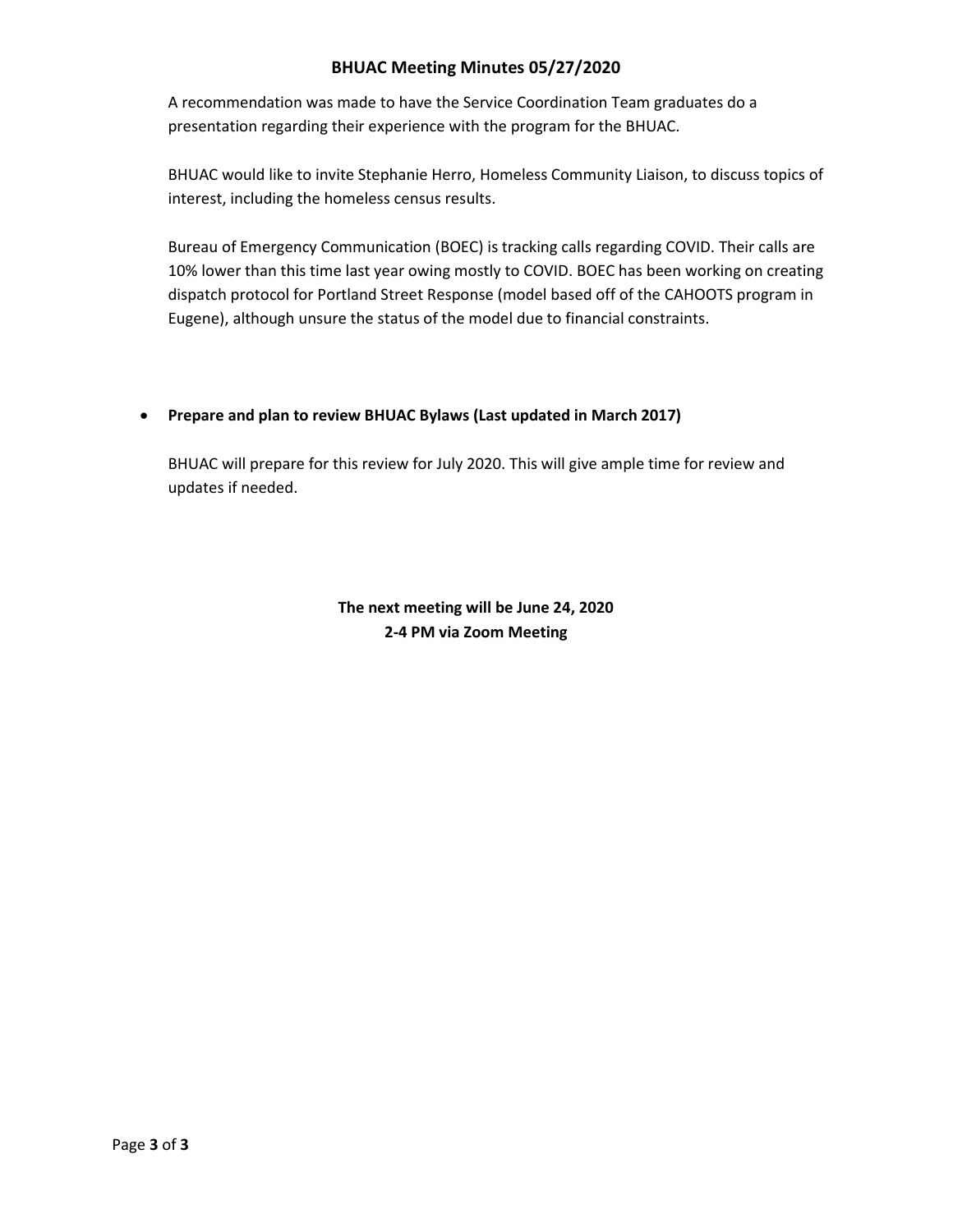A recommendation was made to have the Service Coordination Team graduates do a presentation regarding their experience with the program for the BHUAC.

BHUAC would like to invite Stephanie Herro, Homeless Community Liaison, to discuss topics of interest, including the homeless census results.

Bureau of Emergency Communication (BOEC) is tracking calls regarding COVID. Their calls are 10% lower than this time last year owing mostly to COVID. BOEC has been working on creating dispatch protocol for Portland Street Response (model based off of the CAHOOTS program in Eugene), although unsure the status of the model due to financial constraints.

- **Prepare and plan to review BHUAC Bylaws (Last updated in March 2017)**

  BHUAC will prepare for this review for July 2020. This will give ample time for review and updates if needed.

**The next meeting will be June 24, 2020**
**2-4 PM via Zoom Meeting**